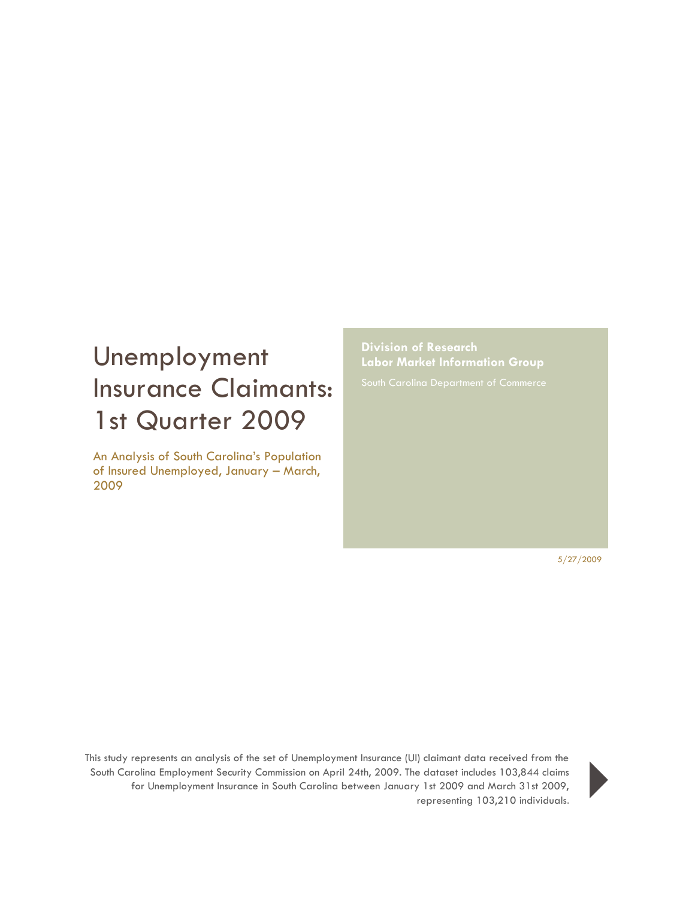# Unemployment Insurance Claimants: 1st Quarter 2009

## An Analysis of South Carolina's Population of Insured Unemployed, January – March, 2009

**Division of Research**
**Labor Market Information Group**

South Carolina Department of Commerce

5/27/2009

This study represents an analysis of the set of Unemployment Insurance (UI) claimant data received from the South Carolina Employment Security Commission on April 24th, 2009. The dataset includes 103,844 claims for Unemployment Insurance in South Carolina between January 1st 2009 and March 31st 2009, representing 103,210 individuals.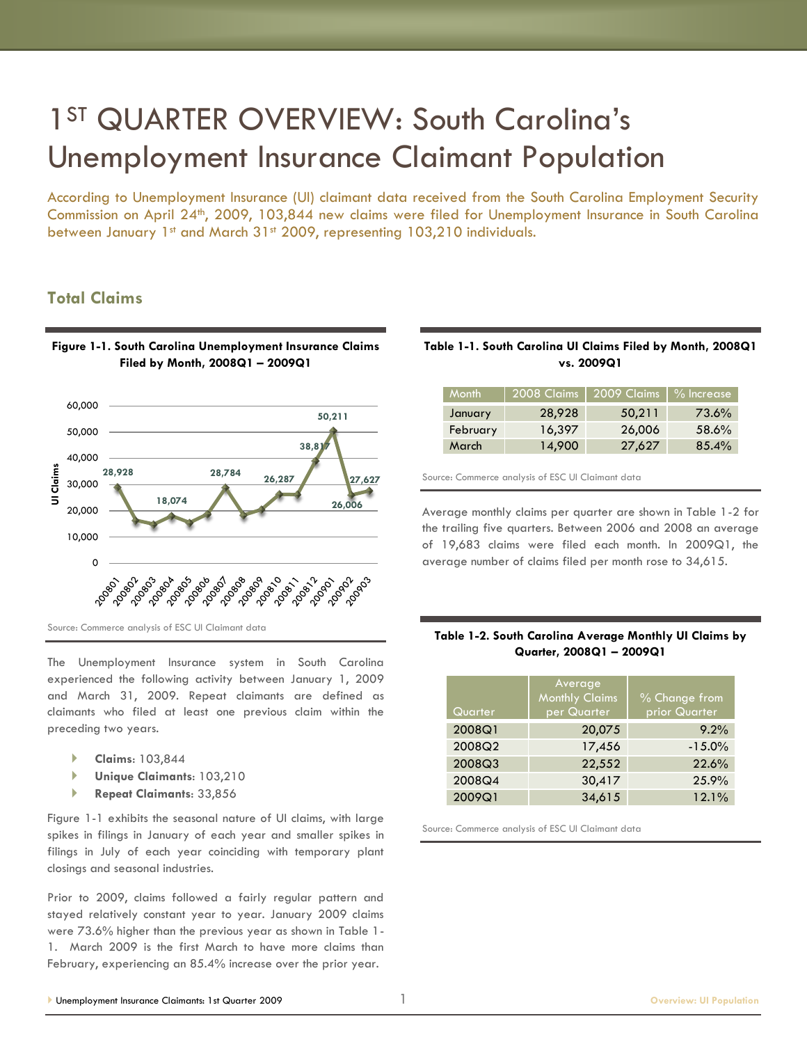# 1ST QUARTER OVERVIEW: South Carolina's Unemployment Insurance Claimant Population

According to Unemployment Insurance (UI) claimant data received from the South Carolina Employment Security Commission on April 24th, 2009, 103,844 new claims were filed for Unemployment Insurance in South Carolina between January 1st and March 31st 2009, representing 103,210 individuals.

## Total Claims

**Figure 1-1. South Carolina Unemployment Insurance Claims Filed by Month, 2008Q1 – 2009Q1**

Source: Commerce analysis of ESC UI Claimant data

The Unemployment Insurance system in South Carolina experienced the following activity between January 1, 2009 and March 31, 2009. Repeat claimants are defined as claimants who filed at least one previous claim within the preceding two years.

- **Claims**: 103,844
- **Unique Claimants**: 103,210
- **Repeat Claimants**: 33,856

Figure 1-1 exhibits the seasonal nature of UI claims, with large spikes in filings in January of each year and smaller spikes in filings in July of each year coinciding with temporary plant closings and seasonal industries.

Prior to 2009, claims followed a fairly regular pattern and stayed relatively constant year to year. January 2009 claims were 73.6% higher than the previous year as shown in Table 1-1. March 2009 is the first March to have more claims than February, experiencing an 85.4% increase over the prior year.

**Table 1-1. South Carolina UI Claims Filed by Month, 2008Q1 vs. 2009Q1**

| Month | 2008 Claims | 2009 Claims | % Increase |
|---|---|---|---|
| January | 28,928 | 50,211 | 73.6% |
| February | 16,397 | 26,006 | 58.6% |
| March | 14,900 | 27,627 | 85.4% |

Source: Commerce analysis of ESC UI Claimant data

Average monthly claims per quarter are shown in Table 1-2 for the trailing five quarters. Between 2006 and 2008 an average of 19,683 claims were filed each month. In 2009Q1, the average number of claims filed per month rose to 34,615.

**Table 1-2. South Carolina Average Monthly UI Claims by Quarter, 2008Q1 – 2009Q1**

| Quarter | Average Monthly Claims per Quarter | % Change from prior Quarter |
|---|---|---|
| 2008Q1 | 20,075 | 9.2% |
| 2008Q2 | 17,456 | -15.0% |
| 2008Q3 | 22,552 | 22.6% |
| 2008Q4 | 30,417 | 25.9% |
| 2009Q1 | 34,615 | 12.1% |

Source: Commerce analysis of ESC UI Claimant data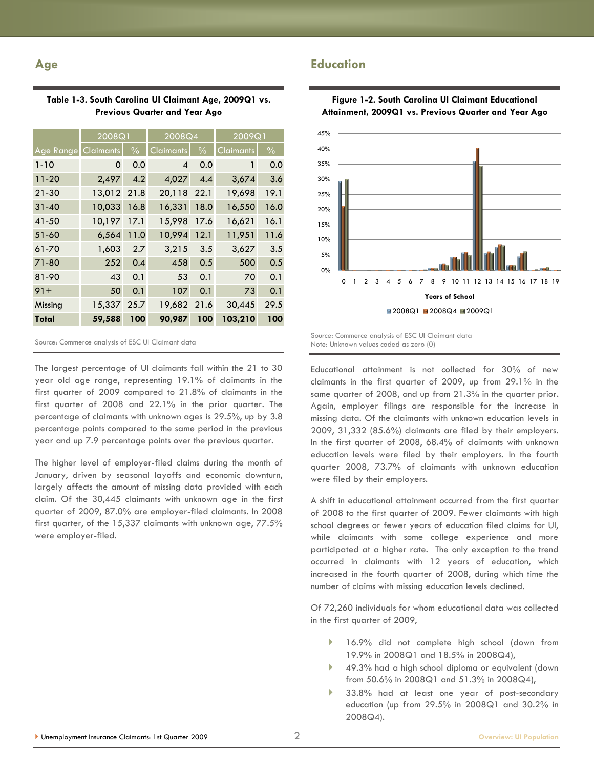## Age

**Table 1-3. South Carolina UI Claimant Age, 2009Q1 vs. Previous Quarter and Year Ago**

| | 2008Q1 | | 2008Q4 | | 2009Q1 | |
|---|---|---|---|---|---|---|
| Age Range | Claimants | % | Claimants | % | Claimants | % |
| 1-10 | 0 | 0.0 | 4 | 0.0 | 1 | 0.0 |
| 11-20 | 2,497 | 4.2 | 4,027 | 4.4 | 3,674 | 3.6 |
| 21-30 | 13,012 | 21.8 | 20,118 | 22.1 | 19,698 | 19.1 |
| 31-40 | 10,033 | 16.8 | 16,331 | 18.0 | 16,550 | 16.0 |
| 41-50 | 10,197 | 17.1 | 15,998 | 17.6 | 16,621 | 16.1 |
| 51-60 | 6,564 | 11.0 | 10,994 | 12.1 | 11,951 | 11.6 |
| 61-70 | 1,603 | 2.7 | 3,215 | 3.5 | 3,627 | 3.5 |
| 71-80 | 252 | 0.4 | 458 | 0.5 | 500 | 0.5 |
| 81-90 | 43 | 0.1 | 53 | 0.1 | 70 | 0.1 |
| 91+ | 50 | 0.1 | 107 | 0.1 | 73 | 0.1 |
| Missing | 15,337 | 25.7 | 19,682 | 21.6 | 30,445 | 29.5 |
| **Total** | **59,588** | **100** | **90,987** | **100** | **103,210** | **100** |

Source: Commerce analysis of ESC UI Claimant data

The largest percentage of UI claimants fall within the 21 to 30 year old age range, representing 19.1% of claimants in the first quarter of 2009 compared to 21.8% of claimants in the first quarter of 2008 and 22.1% in the prior quarter. The percentage of claimants with unknown ages is 29.5%, up by 3.8 percentage points compared to the same period in the previous year and up 7.9 percentage points over the previous quarter.

The higher level of employer-filed claims during the month of January, driven by seasonal layoffs and economic downturn, largely affects the amount of missing data provided with each claim. Of the 30,445 claimants with unknown age in the first quarter of 2009, 87.0% are employer-filed claimants. In 2008 first quarter, of the 15,337 claimants with unknown age, 77.5% were employer-filed.

## Education

**Figure 1-2. South Carolina UI Claimant Educational Attainment, 2009Q1 vs. Previous Quarter and Year Ago**

Source: Commerce analysis of ESC UI Claimant data
Note: Unknown values coded as zero (0)

Educational attainment is not collected for 30% of new claimants in the first quarter of 2009, up from 29.1% in the same quarter of 2008, and up from 21.3% in the quarter prior. Again, employer filings are responsible for the increase in missing data. Of the claimants with unknown education levels in 2009, 31,332 (85.6%) claimants are filed by their employers. In the first quarter of 2008, 68.4% of claimants with unknown education levels were filed by their employers. In the fourth quarter 2008, 73.7% of claimants with unknown education were filed by their employers.

A shift in educational attainment occurred from the first quarter of 2008 to the first quarter of 2009. Fewer claimants with high school degrees or fewer years of education filed claims for UI, while claimants with some college experience and more participated at a higher rate. The only exception to the trend occurred in claimants with 12 years of education, which increased in the fourth quarter of 2008, during which time the number of claims with missing education levels declined.

Of 72,260 individuals for whom educational data was collected in the first quarter of 2009,

- 16.9% did not complete high school (down from 19.9% in 2008Q1 and 18.5% in 2008Q4),
- 49.3% had a high school diploma or equivalent (down from 50.6% in 2008Q1 and 51.3% in 2008Q4),
- 33.8% had at least one year of post-secondary education (up from 29.5% in 2008Q1 and 30.2% in 2008Q4).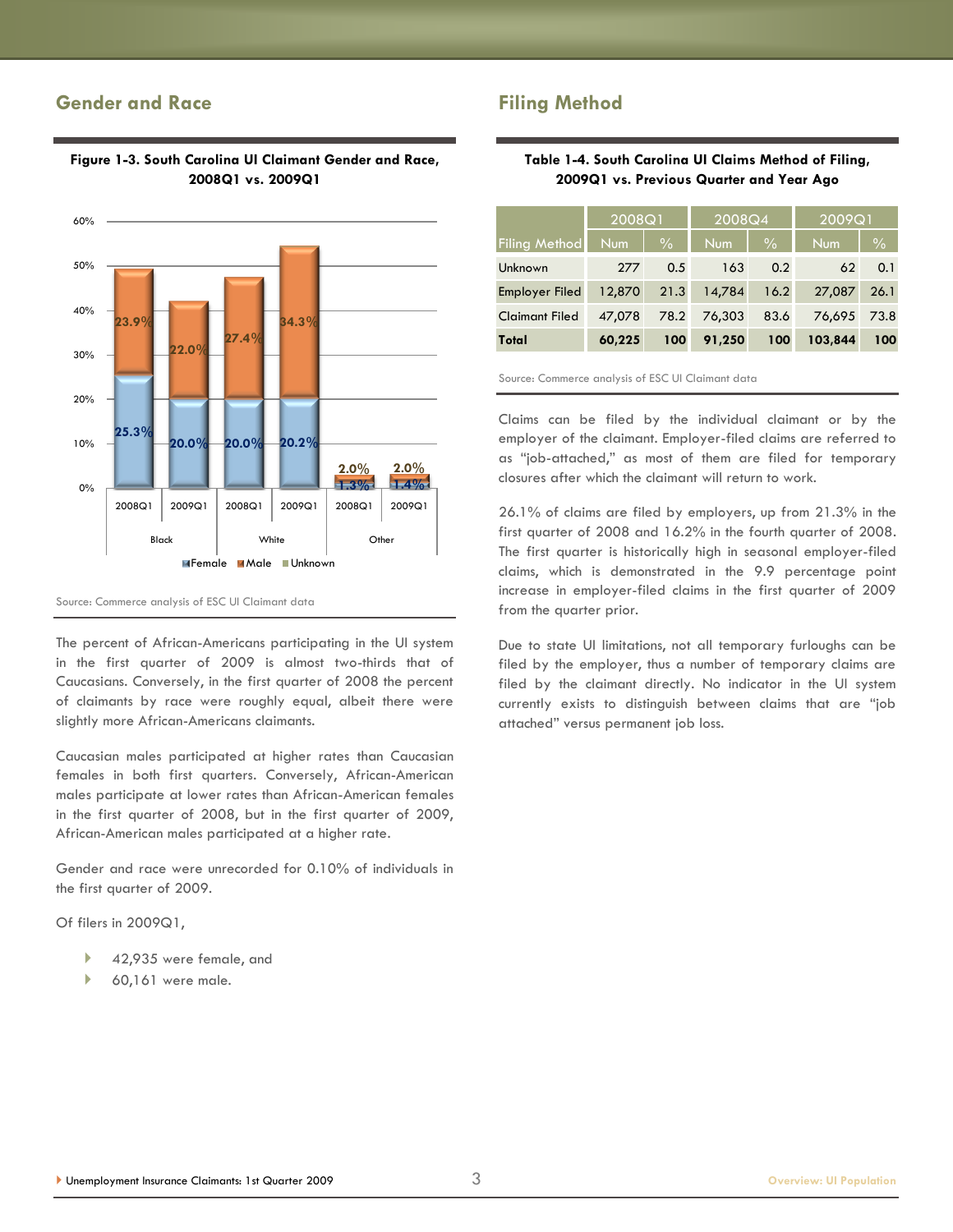## Gender and Race

**Figure 1-3. South Carolina UI Claimant Gender and Race, 2008Q1 vs. 2009Q1**

| Race | Quarter | Female | Male |
|---|---|---|---|
| Black | 2008Q1 | 25.3% | 23.9% |
| Black | 2009Q1 | 20.0% | 22.0% |
| White | 2008Q1 | 20.0% | 27.4% |
| White | 2009Q1 | 20.2% | 34.3% |
| Other | 2008Q1 | 1.3% | 2.0% |
| Other | 2009Q1 | 1.4% | 2.0% |

Female ■ Male ■ Unknown

Source: Commerce analysis of ESC UI Claimant data

The percent of African-Americans participating in the UI system in the first quarter of 2009 is almost two-thirds that of Caucasians. Conversely, in the first quarter of 2008 the percent of claimants by race were roughly equal, albeit there were slightly more African-Americans claimants.

Caucasian males participated at higher rates than Caucasian females in both first quarters. Conversely, African-American males participate at lower rates than African-American females in the first quarter of 2008, but in the first quarter of 2009, African-American males participated at a higher rate.

Gender and race were unrecorded for 0.10% of individuals in the first quarter of 2009.

Of filers in 2009Q1,

- 42,935 were female, and
- 60,161 were male.

## Filing Method

**Table 1-4. South Carolina UI Claims Method of Filing, 2009Q1 vs. Previous Quarter and Year Ago**

| | 2008Q1 | | 2008Q4 | | 2009Q1 | |
|---|---|---|---|---|---|---|
| Filing Method | Num | % | Num | % | Num | % |
| Unknown | 277 | 0.5 | 163 | 0.2 | 62 | 0.1 |
| Employer Filed | 12,870 | 21.3 | 14,784 | 16.2 | 27,087 | 26.1 |
| Claimant Filed | 47,078 | 78.2 | 76,303 | 83.6 | 76,695 | 73.8 |
| **Total** | **60,225** | **100** | **91,250** | **100** | **103,844** | **100** |

Source: Commerce analysis of ESC UI Claimant data

Claims can be filed by the individual claimant or by the employer of the claimant. Employer-filed claims are referred to as "job-attached," as most of them are filed for temporary closures after which the claimant will return to work.

26.1% of claims are filed by employers, up from 21.3% in the first quarter of 2008 and 16.2% in the fourth quarter of 2008. The first quarter is historically high in seasonal employer-filed claims, which is demonstrated in the 9.9 percentage point increase in employer-filed claims in the first quarter of 2009 from the quarter prior.

Due to state UI limitations, not all temporary furloughs can be filed by the employer, thus a number of temporary claims are filed by the claimant directly. No indicator in the UI system currently exists to distinguish between claims that are "job attached" versus permanent job loss.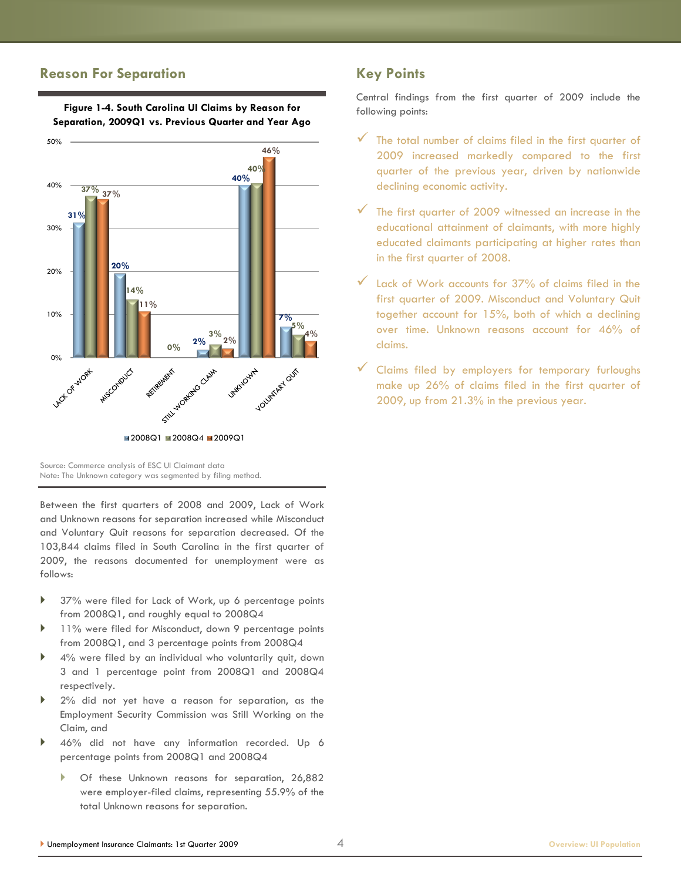## Reason For Separation

**Figure 1-4. South Carolina UI Claims by Reason for Separation, 2009Q1 vs. Previous Quarter and Year Ago**

| Reason | 2008Q1 | 2008Q4 | 2009Q1 |
|---|---|---|---|
| LACK OF WORK | 31% | 37% | 37% |
| MISCONDUCT | 20% | 14% | 11% |
| RETIREMENT | | | 0% |
| STILL WORKING CLAIM | 2% | 3% | 2% |
| UNKNOWN | 40% | 40% | 46% |
| VOLUNTARY QUIT | 7% | 5% | 4% |

Source: Commerce analysis of ESC UI Claimant data
Note: The Unknown category was segmented by filing method.

Between the first quarters of 2008 and 2009, Lack of Work and Unknown reasons for separation increased while Misconduct and Voluntary Quit reasons for separation decreased. Of the 103,844 claims filed in South Carolina in the first quarter of 2009, the reasons documented for unemployment were as follows:

- 37% were filed for Lack of Work, up 6 percentage points from 2008Q1, and roughly equal to 2008Q4
- 11% were filed for Misconduct, down 9 percentage points from 2008Q1, and 3 percentage points from 2008Q4
- 4% were filed by an individual who voluntarily quit, down 3 and 1 percentage point from 2008Q1 and 2008Q4 respectively.
- 2% did not yet have a reason for separation, as the Employment Security Commission was Still Working on the Claim, and
- 46% did not have any information recorded. Up 6 percentage points from 2008Q1 and 2008Q4
  - Of these Unknown reasons for separation, 26,882 were employer-filed claims, representing 55.9% of the total Unknown reasons for separation.

## Key Points

Central findings from the first quarter of 2009 include the following points:

- ✓ The total number of claims filed in the first quarter of 2009 increased markedly compared to the first quarter of the previous year, driven by nationwide declining economic activity.
- ✓ The first quarter of 2009 witnessed an increase in the educational attainment of claimants, with more highly educated claimants participating at higher rates than in the first quarter of 2008.
- ✓ Lack of Work accounts for 37% of claims filed in the first quarter of 2009. Misconduct and Voluntary Quit together account for 15%, both of which a declining over time. Unknown reasons account for 46% of claims.
- ✓ Claims filed by employers for temporary furloughs make up 26% of claims filed in the first quarter of 2009, up from 21.3% in the previous year.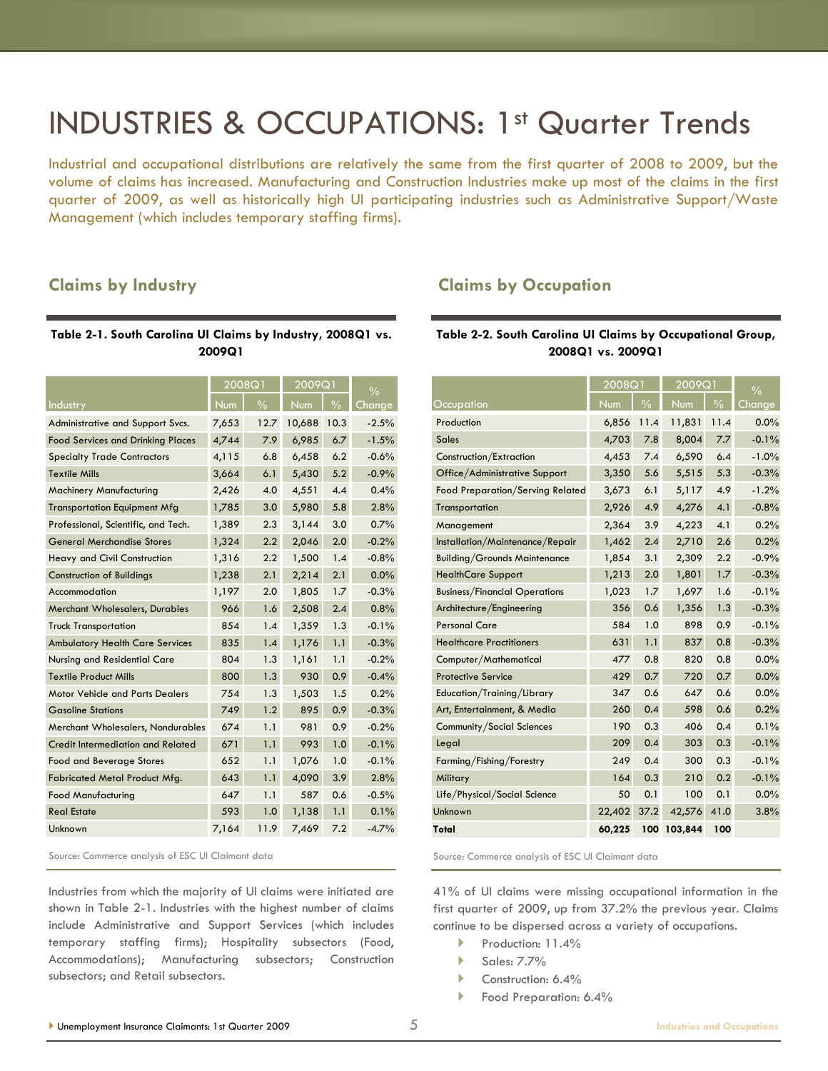# INDUSTRIES & OCCUPATIONS: 1st Quarter Trends

Industrial and occupational distributions are relatively the same from the first quarter of 2008 to 2009, but the volume of claims has increased. Manufacturing and Construction Industries make up most of the claims in the first quarter of 2009, as well as historically high UI participating industries such as Administrative Support/Waste Management (which includes temporary staffing firms).

## Claims by Industry

**Table 2-1. South Carolina UI Claims by Industry, 2008Q1 vs. 2009Q1**

| Industry | 2008Q1 | | 2009Q1 | | % Change |
|---|---|---|---|---|---|
| | Num | % | Num | % | |
| Administrative and Support Svcs. | 7,653 | 12.7 | 10,688 | 10.3 | -2.5% |
| Food Services and Drinking Places | 4,744 | 7.9 | 6,985 | 6.7 | -1.5% |
| Specialty Trade Contractors | 4,115 | 6.8 | 6,458 | 6.2 | -0.6% |
| Textile Mills | 3,664 | 6.1 | 5,430 | 5.2 | -0.9% |
| Machinery Manufacturing | 2,426 | 4.0 | 4,551 | 4.4 | 0.4% |
| Transportation Equipment Mfg | 1,785 | 3.0 | 5,980 | 5.8 | 2.8% |
| Professional, Scientific, and Tech. | 1,389 | 2.3 | 3,144 | 3.0 | 0.7% |
| General Merchandise Stores | 1,324 | 2.2 | 2,046 | 2.0 | -0.2% |
| Heavy and Civil Construction | 1,316 | 2.2 | 1,500 | 1.4 | -0.8% |
| Construction of Buildings | 1,238 | 2.1 | 2,214 | 2.1 | 0.0% |
| Accommodation | 1,197 | 2.0 | 1,805 | 1.7 | -0.3% |
| Merchant Wholesalers, Durables | 966 | 1.6 | 2,508 | 2.4 | 0.8% |
| Truck Transportation | 854 | 1.4 | 1,359 | 1.3 | -0.1% |
| Ambulatory Health Care Services | 835 | 1.4 | 1,176 | 1.1 | -0.3% |
| Nursing and Residential Care | 804 | 1.3 | 1,161 | 1.1 | -0.2% |
| Textile Product Mills | 800 | 1.3 | 930 | 0.9 | -0.4% |
| Motor Vehicle and Parts Dealers | 754 | 1.3 | 1,503 | 1.5 | 0.2% |
| Gasoline Stations | 749 | 1.2 | 895 | 0.9 | -0.3% |
| Merchant Wholesalers, Nondurables | 674 | 1.1 | 981 | 0.9 | -0.2% |
| Credit Intermediation and Related | 671 | 1.1 | 993 | 1.0 | -0.1% |
| Food and Beverage Stores | 652 | 1.1 | 1,076 | 1.0 | -0.1% |
| Fabricated Metal Product Mfg. | 643 | 1.1 | 4,090 | 3.9 | 2.8% |
| Food Manufacturing | 647 | 1.1 | 587 | 0.6 | -0.5% |
| Real Estate | 593 | 1.0 | 1,138 | 1.1 | 0.1% |
| Unknown | 7,164 | 11.9 | 7,469 | 7.2 | -4.7% |

Source: Commerce analysis of ESC UI Claimant data

Industries from which the majority of UI claims were initiated are shown in Table 2-1. Industries with the highest number of claims include Administrative and Support Services (which includes temporary staffing firms); Hospitality subsectors (Food, Accommodations); Manufacturing subsectors; Construction subsectors; and Retail subsectors.

## Claims by Occupation

**Table 2-2. South Carolina UI Claims by Occupational Group, 2008Q1 vs. 2009Q1**

| Occupation | 2008Q1 | | 2009Q1 | | % Change |
|---|---|---|---|---|---|
| | Num | % | Num | % | |
| Production | 6,856 | 11.4 | 11,831 | 11.4 | 0.0% |
| Sales | 4,703 | 7.8 | 8,004 | 7.7 | -0.1% |
| Construction/Extraction | 4,453 | 7.4 | 6,590 | 6.4 | -1.0% |
| Office/Administrative Support | 3,350 | 5.6 | 5,515 | 5.3 | -0.3% |
| Food Preparation/Serving Related | 3,673 | 6.1 | 5,117 | 4.9 | -1.2% |
| Transportation | 2,926 | 4.9 | 4,276 | 4.1 | -0.8% |
| Management | 2,364 | 3.9 | 4,223 | 4.1 | 0.2% |
| Installation/Maintenance/Repair | 1,462 | 2.4 | 2,710 | 2.6 | 0.2% |
| Building/Grounds Maintenance | 1,854 | 3.1 | 2,309 | 2.2 | -0.9% |
| HealthCare Support | 1,213 | 2.0 | 1,801 | 1.7 | -0.3% |
| Business/Financial Operations | 1,023 | 1.7 | 1,697 | 1.6 | -0.1% |
| Architecture/Engineering | 356 | 0.6 | 1,356 | 1.3 | -0.3% |
| Personal Care | 584 | 1.0 | 898 | 0.9 | -0.1% |
| Healthcare Practitioners | 631 | 1.1 | 837 | 0.8 | -0.3% |
| Computer/Mathematical | 477 | 0.8 | 820 | 0.8 | 0.0% |
| Protective Service | 429 | 0.7 | 720 | 0.7 | 0.0% |
| Education/Training/Library | 347 | 0.6 | 647 | 0.6 | 0.0% |
| Art, Entertainment, & Media | 260 | 0.4 | 598 | 0.6 | 0.2% |
| Community/Social Sciences | 190 | 0.3 | 406 | 0.4 | 0.1% |
| Legal | 209 | 0.4 | 303 | 0.3 | -0.1% |
| Farming/Fishing/Forestry | 249 | 0.4 | 300 | 0.3 | -0.1% |
| Military | 164 | 0.3 | 210 | 0.2 | -0.1% |
| Life/Physical/Social Science | 50 | 0.1 | 100 | 0.1 | 0.0% |
| Unknown | 22,402 | 37.2 | 42,576 | 41.0 | 3.8% |
| **Total** | **60,225** | **100** | **103,844** | **100** | |

Source: Commerce analysis of ESC UI Claimant data

41% of UI claims were missing occupational information in the first quarter of 2009, up from 37.2% the previous year. Claims continue to be dispersed across a variety of occupations.

- Production: 11.4%
- Sales: 7.7%
- Construction: 6.4%
- Food Preparation: 6.4%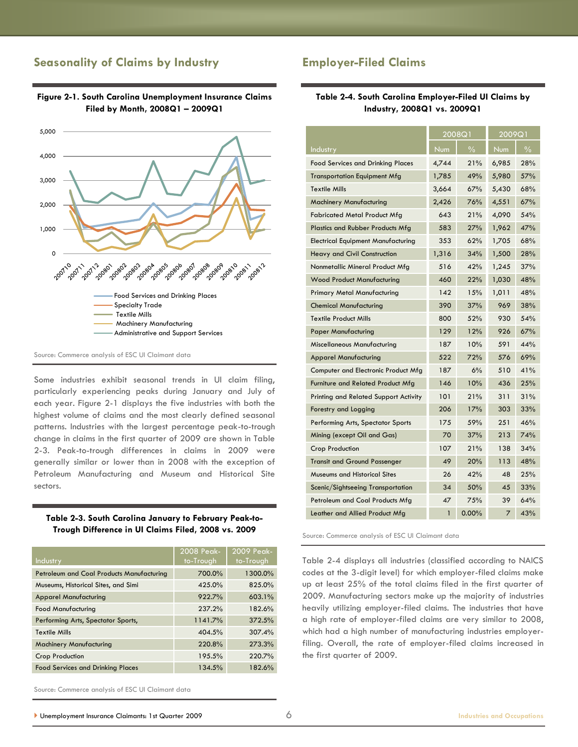## Seasonality of Claims by Industry

**Figure 2-1. South Carolina Unemployment Insurance Claims Filed by Month, 2008Q1 – 2009Q1**

Source: Commerce analysis of ESC UI Claimant data

Some industries exhibit seasonal trends in UI claim filing, particularly experiencing peaks during January and July of each year. Figure 2-1 displays the five industries with both the highest volume of claims and the most clearly defined seasonal patterns. Industries with the largest percentage peak-to-trough change in claims in the first quarter of 2009 are shown in Table 2-3. Peak-to-trough differences in claims in 2009 were generally similar or lower than in 2008 with the exception of Petroleum Manufacturing and Museum and Historical Site sectors.

**Table 2-3. South Carolina January to February Peak-to-Trough Difference in UI Claims Filed, 2008 vs. 2009**

| Industry | 2008 Peak-to-Trough | 2009 Peak-to-Trough |
|---|---|---|
| Petroleum and Coal Products Manufacturing | 700.0% | 1300.0% |
| Museums, Historical Sites, and Simi | 425.0% | 825.0% |
| Apparel Manufacturing | 922.7% | 603.1% |
| Food Manufacturing | 237.2% | 182.6% |
| Performing Arts, Spectator Sports, | 1141.7% | 372.5% |
| Textile Mills | 404.5% | 307.4% |
| Machinery Manufacturing | 220.8% | 273.3% |
| Crop Production | 195.5% | 220.7% |
| Food Services and Drinking Places | 134.5% | 182.6% |

Source: Commerce analysis of ESC UI Claimant data

## Employer-Filed Claims

**Table 2-4. South Carolina Employer-Filed UI Claims by Industry, 2008Q1 vs. 2009Q1**

| Industry | 2008Q1 | | 2009Q1 | |
|---|---|---|---|---|
| | Num | % | Num | % |
| Food Services and Drinking Places | 4,744 | 21% | 6,985 | 28% |
| Transportation Equipment Mfg | 1,785 | 49% | 5,980 | 57% |
| Textile Mills | 3,664 | 67% | 5,430 | 68% |
| Machinery Manufacturing | 2,426 | 76% | 4,551 | 67% |
| Fabricated Metal Product Mfg | 643 | 21% | 4,090 | 54% |
| Plastics and Rubber Products Mfg | 583 | 27% | 1,962 | 47% |
| Electrical Equipment Manufacturing | 353 | 62% | 1,705 | 68% |
| Heavy and Civil Construction | 1,316 | 34% | 1,500 | 28% |
| Nonmetallic Mineral Product Mfg | 516 | 42% | 1,245 | 37% |
| Wood Product Manufacturing | 460 | 22% | 1,030 | 48% |
| Primary Metal Manufacturing | 142 | 15% | 1,011 | 48% |
| Chemical Manufacturing | 390 | 37% | 969 | 38% |
| Textile Product Mills | 800 | 52% | 930 | 54% |
| Paper Manufacturing | 129 | 12% | 926 | 67% |
| Miscellaneous Manufacturing | 187 | 10% | 591 | 44% |
| Apparel Manufacturing | 522 | 72% | 576 | 69% |
| Computer and Electronic Product Mfg | 187 | 6% | 510 | 41% |
| Furniture and Related Product Mfg | 146 | 10% | 436 | 25% |
| Printing and Related Support Activity | 101 | 21% | 311 | 31% |
| Forestry and Logging | 206 | 17% | 303 | 33% |
| Performing Arts, Spectator Sports | 175 | 59% | 251 | 46% |
| Mining (except Oil and Gas) | 70 | 37% | 213 | 74% |
| Crop Production | 107 | 21% | 138 | 34% |
| Transit and Ground Passenger | 49 | 20% | 113 | 48% |
| Museums and Historical Sites | 26 | 42% | 48 | 25% |
| Scenic/Sightseeing Transportation | 34 | 50% | 45 | 33% |
| Petroleum and Coal Products Mfg | 47 | 75% | 39 | 64% |
| Leather and Allied Product Mfg | 1 | 0.00% | 7 | 43% |

Source: Commerce analysis of ESC UI Claimant data

Table 2-4 displays all industries (classified according to NAICS codes at the 3-digit level) for which employer-filed claims make up at least 25% of the total claims filed in the first quarter of 2009. Manufacturing sectors make up the majority of industries heavily utilizing employer-filed claims. The industries that have a high rate of employer-filed claims are very similar to 2008, which had a high number of manufacturing industries employer-filing. Overall, the rate of employer-filed claims increased in the first quarter of 2009.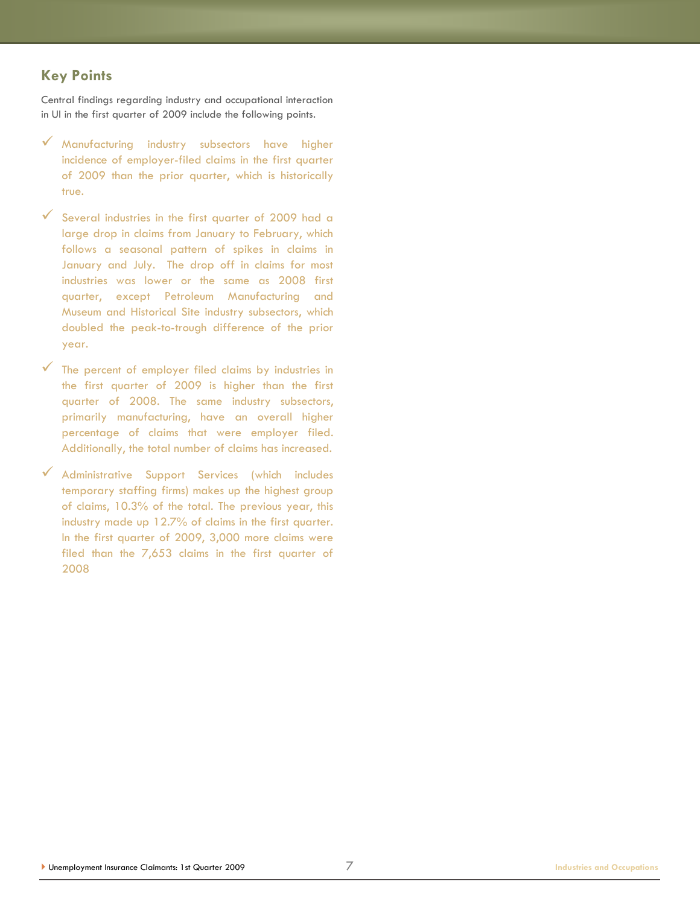## Key Points

Central findings regarding industry and occupational interaction in UI in the first quarter of 2009 include the following points.

- ✓ Manufacturing industry subsectors have higher incidence of employer-filed claims in the first quarter of 2009 than the prior quarter, which is historically true.
- ✓ Several industries in the first quarter of 2009 had a large drop in claims from January to February, which follows a seasonal pattern of spikes in claims in January and July. The drop off in claims for most industries was lower or the same as 2008 first quarter, except Petroleum Manufacturing and Museum and Historical Site industry subsectors, which doubled the peak-to-trough difference of the prior year.
- ✓ The percent of employer filed claims by industries in the first quarter of 2009 is higher than the first quarter of 2008. The same industry subsectors, primarily manufacturing, have an overall higher percentage of claims that were employer filed. Additionally, the total number of claims has increased.
- ✓ Administrative Support Services (which includes temporary staffing firms) makes up the highest group of claims, 10.3% of the total. The previous year, this industry made up 12.7% of claims in the first quarter. In the first quarter of 2009, 3,000 more claims were filed than the 7,653 claims in the first quarter of 2008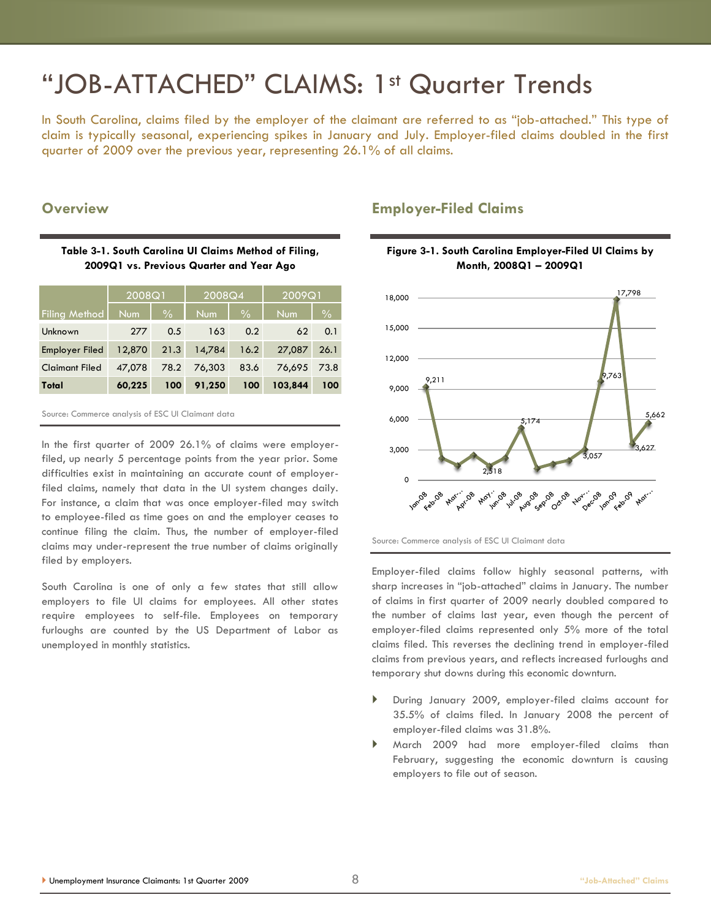# "JOB-ATTACHED" CLAIMS: 1st Quarter Trends

In South Carolina, claims filed by the employer of the claimant are referred to as "job-attached." This type of claim is typically seasonal, experiencing spikes in January and July. Employer-filed claims doubled in the first quarter of 2009 over the previous year, representing 26.1% of all claims.

## Overview

**Table 3-1. South Carolina UI Claims Method of Filing, 2009Q1 vs. Previous Quarter and Year Ago**

| | 2008Q1 | | 2008Q4 | | 2009Q1 | |
|---|---|---|---|---|---|---|
| Filing Method | Num | % | Num | % | Num | % |
| Unknown | 277 | 0.5 | 163 | 0.2 | 62 | 0.1 |
| Employer Filed | 12,870 | 21.3 | 14,784 | 16.2 | 27,087 | 26.1 |
| Claimant Filed | 47,078 | 78.2 | 76,303 | 83.6 | 76,695 | 73.8 |
| **Total** | **60,225** | **100** | **91,250** | **100** | **103,844** | **100** |

Source: Commerce analysis of ESC UI Claimant data

In the first quarter of 2009 26.1% of claims were employer-filed, up nearly 5 percentage points from the year prior. Some difficulties exist in maintaining an accurate count of employer-filed claims, namely that data in the UI system changes daily. For instance, a claim that was once employer-filed may switch to employee-filed as time goes on and the employer ceases to continue filing the claim. Thus, the number of employer-filed claims may under-represent the true number of claims originally filed by employers.

South Carolina is one of only a few states that still allow employers to file UI claims for employees. All other states require employees to self-file. Employees on temporary furloughs are counted by the US Department of Labor as unemployed in monthly statistics.

## Employer-Filed Claims

**Figure 3-1. South Carolina Employer-Filed UI Claims by Month, 2008Q1 – 2009Q1**

Source: Commerce analysis of ESC UI Claimant data

Employer-filed claims follow highly seasonal patterns, with sharp increases in "job-attached" claims in January. The number of claims in first quarter of 2009 nearly doubled compared to the number of claims last year, even though the percent of employer-filed claims represented only 5% more of the total claims filed. This reverses the declining trend in employer-filed claims from previous years, and reflects increased furloughs and temporary shut downs during this economic downturn.

- During January 2009, employer-filed claims account for 35.5% of claims filed. In January 2008 the percent of employer-filed claims was 31.8%.
- March 2009 had more employer-filed claims than February, suggesting the economic downturn is causing employers to file out of season.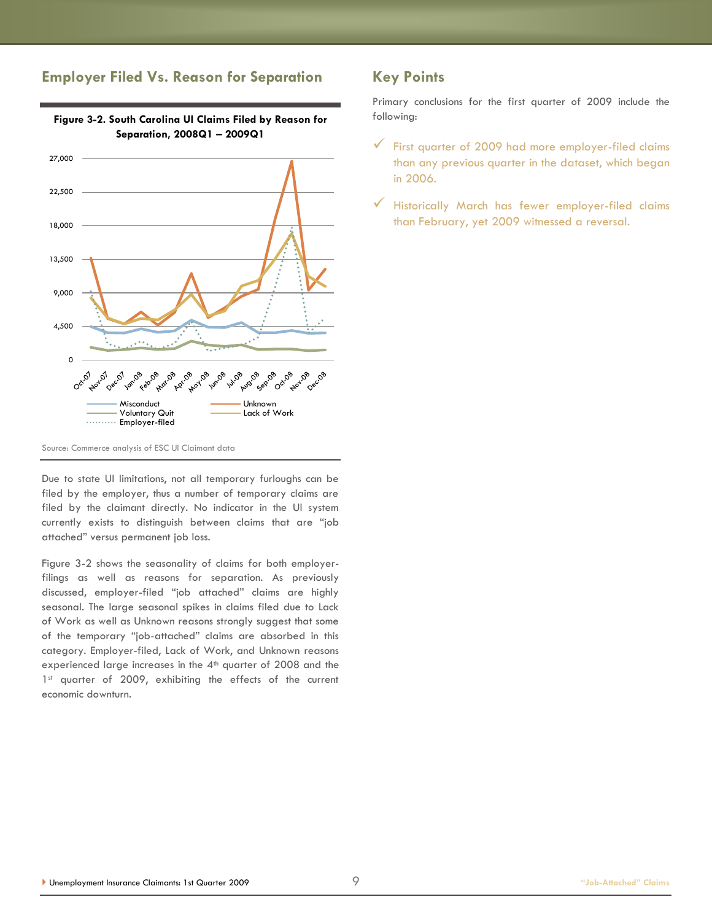## Employer Filed Vs. Reason for Separation

**Figure 3-2. South Carolina UI Claims Filed by Reason for Separation, 2008Q1 – 2009Q1**

Source: Commerce analysis of ESC UI Claimant data

Due to state UI limitations, not all temporary furloughs can be filed by the employer, thus a number of temporary claims are filed by the claimant directly. No indicator in the UI system currently exists to distinguish between claims that are "job attached" versus permanent job loss.

Figure 3-2 shows the seasonality of claims for both employer-filings as well as reasons for separation. As previously discussed, employer-filed "job attached" claims are highly seasonal. The large seasonal spikes in claims filed due to Lack of Work as well as Unknown reasons strongly suggest that some of the temporary "job-attached" claims are absorbed in this category. Employer-filed, Lack of Work, and Unknown reasons experienced large increases in the 4th quarter of 2008 and the 1st quarter of 2009, exhibiting the effects of the current economic downturn.

## Key Points

Primary conclusions for the first quarter of 2009 include the following:

- First quarter of 2009 had more employer-filed claims than any previous quarter in the dataset, which began in 2006.
- Historically March has fewer employer-filed claims than February, yet 2009 witnessed a reversal.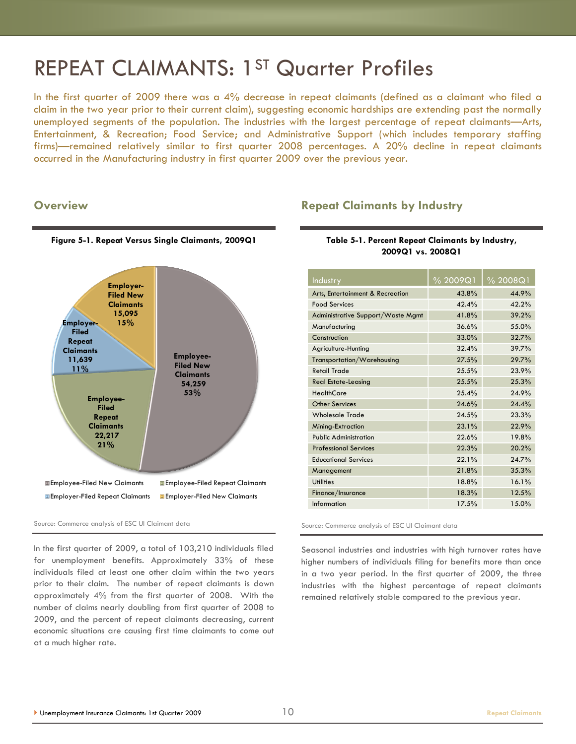# REPEAT CLAIMANTS: 1ST Quarter Profiles

In the first quarter of 2009 there was a 4% decrease in repeat claimants (defined as a claimant who filed a claim in the two year prior to their current claim), suggesting economic hardships are extending past the normally unemployed segments of the population. The industries with the largest percentage of repeat claimants—Arts, Entertainment, & Recreation; Food Service; and Administrative Support (which includes temporary staffing firms)—remained relatively similar to first quarter 2008 percentages. A 20% decline in repeat claimants occurred in the Manufacturing industry in first quarter 2009 over the previous year.

## Overview

**Figure 5-1. Repeat Versus Single Claimants, 2009Q1**

| Category | Count | Percent |
|---|---|---|
| Employee-Filed New Claimants | 54,259 | 53% |
| Employee-Filed Repeat Claimants | 22,217 | 21% |
| Employer-Filed Repeat Claimants | 11,639 | 11% |
| Employer-Filed New Claimants | 15,095 | 15% |

Source: Commerce analysis of ESC UI Claimant data

In the first quarter of 2009, a total of 103,210 individuals filed for unemployment benefits. Approximately 33% of these individuals filed at least one other claim within the two years prior to their claim. The number of repeat claimants is down approximately 4% from the first quarter of 2008. With the number of claims nearly doubling from first quarter of 2008 to 2009, and the percent of repeat claimants decreasing, current economic situations are causing first time claimants to come out at a much higher rate.

## Repeat Claimants by Industry

**Table 5-1. Percent Repeat Claimants by Industry, 2009Q1 vs. 2008Q1**

| Industry | % 2009Q1 | % 2008Q1 |
|---|---|---|
| Arts, Entertainment & Recreation | 43.8% | 44.9% |
| Food Services | 42.4% | 42.2% |
| Administrative Support/Waste Mgmt | 41.8% | 39.2% |
| Manufacturing | 36.6% | 55.0% |
| Construction | 33.0% | 32.7% |
| Agriculture-Hunting | 32.4% | 39.7% |
| Transportation/Warehousing | 27.5% | 29.7% |
| Retail Trade | 25.5% | 23.9% |
| Real Estate-Leasing | 25.5% | 25.3% |
| HealthCare | 25.4% | 24.9% |
| Other Services | 24.6% | 24.4% |
| Wholesale Trade | 24.5% | 23.3% |
| Mining-Extraction | 23.1% | 22.9% |
| Public Administration | 22.6% | 19.8% |
| Professional Services | 22.3% | 20.2% |
| Educational Services | 22.1% | 24.7% |
| Management | 21.8% | 35.3% |
| Utilities | 18.8% | 16.1% |
| Finance/Insurance | 18.3% | 12.5% |
| Information | 17.5% | 15.0% |

Source: Commerce analysis of ESC UI Claimant data

Seasonal industries and industries with high turnover rates have higher numbers of individuals filing for benefits more than once in a two year period. In the first quarter of 2009, the three industries with the highest percentage of repeat claimants remained relatively stable compared to the previous year.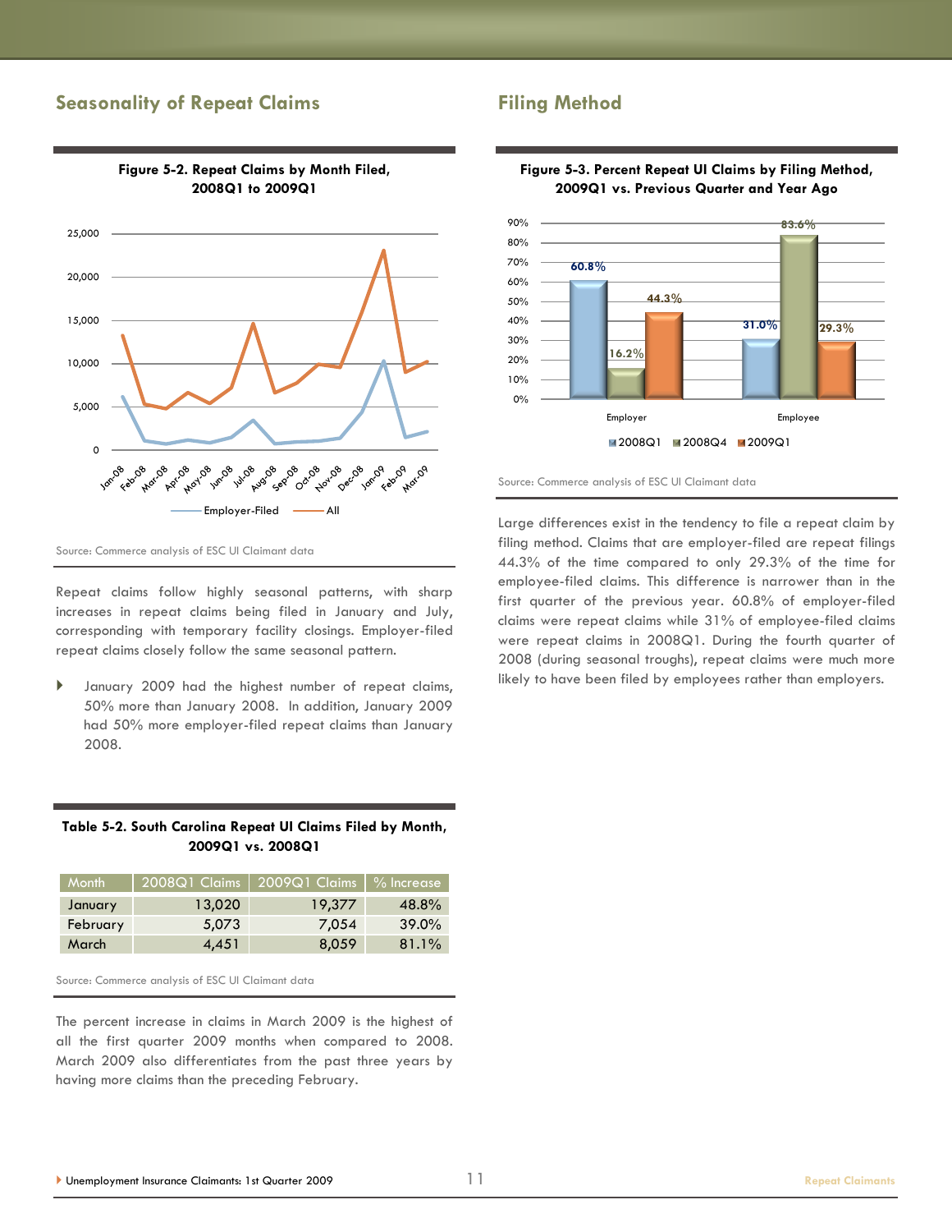## Seasonality of Repeat Claims

**Figure 5-2. Repeat Claims by Month Filed, 2008Q1 to 2009Q1**

Source: Commerce analysis of ESC UI Claimant data

Repeat claims follow highly seasonal patterns, with sharp increases in repeat claims being filed in January and July, corresponding with temporary facility closings. Employer-filed repeat claims closely follow the same seasonal pattern.

- January 2009 had the highest number of repeat claims, 50% more than January 2008. In addition, January 2009 had 50% more employer-filed repeat claims than January 2008.

**Table 5-2. South Carolina Repeat UI Claims Filed by Month, 2009Q1 vs. 2008Q1**

| Month | 2008Q1 Claims | 2009Q1 Claims | % Increase |
|---|---|---|---|
| January | 13,020 | 19,377 | 48.8% |
| February | 5,073 | 7,054 | 39.0% |
| March | 4,451 | 8,059 | 81.1% |

Source: Commerce analysis of ESC UI Claimant data

The percent increase in claims in March 2009 is the highest of all the first quarter 2009 months when compared to 2008. March 2009 also differentiates from the past three years by having more claims than the preceding February.

## Filing Method

**Figure 5-3. Percent Repeat UI Claims by Filing Method, 2009Q1 vs. Previous Quarter and Year Ago**

Source: Commerce analysis of ESC UI Claimant data

Large differences exist in the tendency to file a repeat claim by filing method. Claims that are employer-filed are repeat filings 44.3% of the time compared to only 29.3% of the time for employee-filed claims. This difference is narrower than in the first quarter of the previous year. 60.8% of employer-filed claims were repeat claims while 31% of employee-filed claims were repeat claims in 2008Q1. During the fourth quarter of 2008 (during seasonal troughs), repeat claims were much more likely to have been filed by employees rather than employers.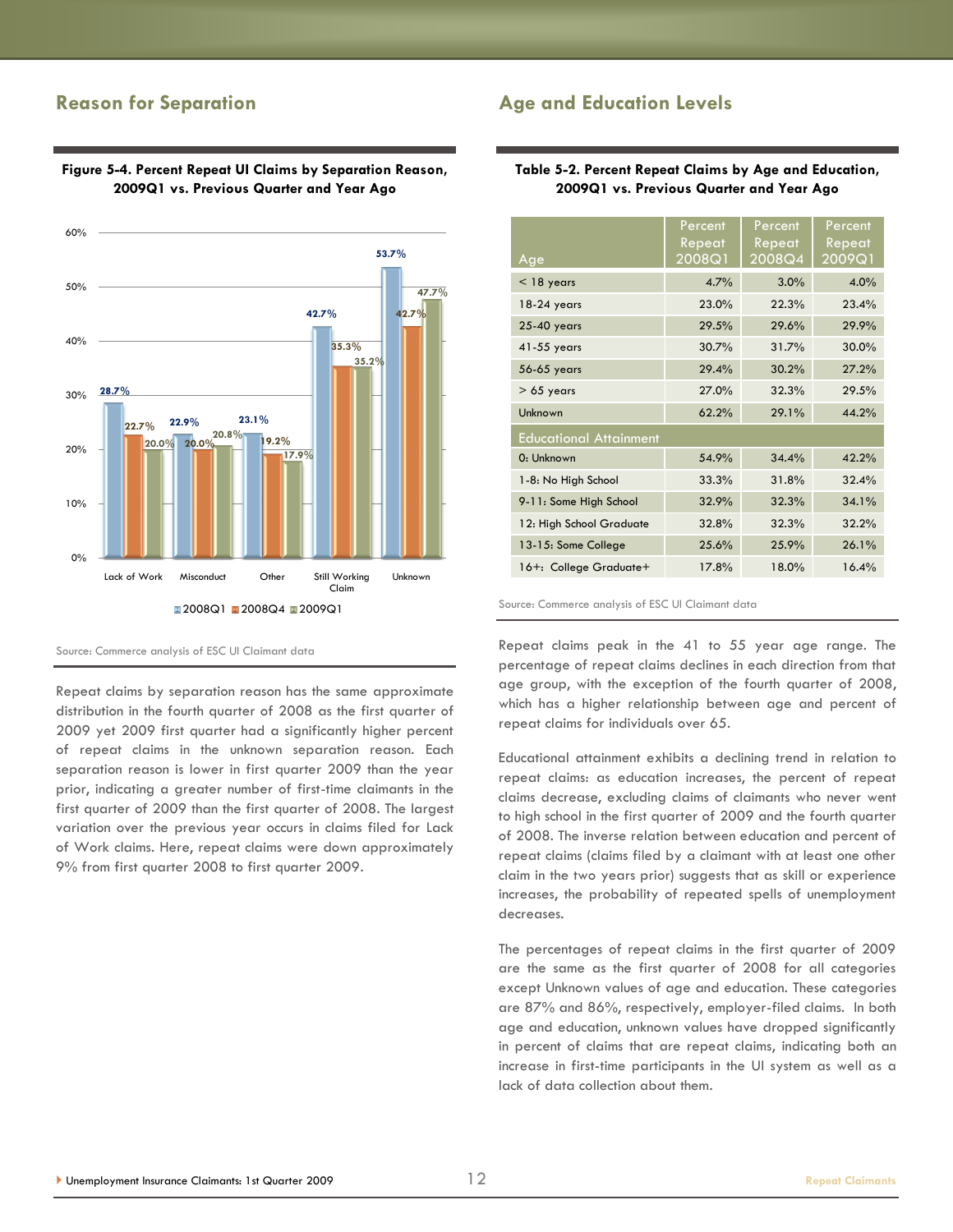## Reason for Separation

**Figure 5-4. Percent Repeat UI Claims by Separation Reason, 2009Q1 vs. Previous Quarter and Year Ago**

| Separation Reason | 2008Q1 | 2008Q4 | 2009Q1 |
|---|---|---|---|
| Lack of Work | 28.7% | 22.7% | 20.0% |
| Misconduct | 22.9% | 20.0% | 20.8% |
| Other | 23.1% | 19.2% | 17.9% |
| Still Working Claim | 42.7% | 35.3% | 35.2% |
| Unknown | 53.7% | 42.7% | 47.7% |

Source: Commerce analysis of ESC UI Claimant data

Repeat claims by separation reason has the same approximate distribution in the fourth quarter of 2008 as the first quarter of 2009 yet 2009 first quarter had a significantly higher percent of repeat claims in the unknown separation reason. Each separation reason is lower in first quarter 2009 than the year prior, indicating a greater number of first-time claimants in the first quarter of 2009 than the first quarter of 2008. The largest variation over the previous year occurs in claims filed for Lack of Work claims. Here, repeat claims were down approximately 9% from first quarter 2008 to first quarter 2009.

## Age and Education Levels

**Table 5-2. Percent Repeat Claims by Age and Education, 2009Q1 vs. Previous Quarter and Year Ago**

| Age | Percent Repeat 2008Q1 | Percent Repeat 2008Q4 | Percent Repeat 2009Q1 |
|---|---|---|---|
| < 18 years | 4.7% | 3.0% | 4.0% |
| 18-24 years | 23.0% | 22.3% | 23.4% |
| 25-40 years | 29.5% | 29.6% | 29.9% |
| 41-55 years | 30.7% | 31.7% | 30.0% |
| 56-65 years | 29.4% | 30.2% | 27.2% |
| > 65 years | 27.0% | 32.3% | 29.5% |
| Unknown | 62.2% | 29.1% | 44.2% |
| **Educational Attainment** | | | |
| 0: Unknown | 54.9% | 34.4% | 42.2% |
| 1-8: No High School | 33.3% | 31.8% | 32.4% |
| 9-11: Some High School | 32.9% | 32.3% | 34.1% |
| 12: High School Graduate | 32.8% | 32.3% | 32.2% |
| 13-15: Some College | 25.6% | 25.9% | 26.1% |
| 16+: College Graduate+ | 17.8% | 18.0% | 16.4% |

Source: Commerce analysis of ESC UI Claimant data

Repeat claims peak in the 41 to 55 year age range. The percentage of repeat claims declines in each direction from that age group, with the exception of the fourth quarter of 2008, which has a higher relationship between age and percent of repeat claims for individuals over 65.

Educational attainment exhibits a declining trend in relation to repeat claims: as education increases, the percent of repeat claims decrease, excluding claims of claimants who never went to high school in the first quarter of 2009 and the fourth quarter of 2008. The inverse relation between education and percent of repeat claims (claims filed by a claimant with at least one other claim in the two years prior) suggests that as skill or experience increases, the probability of repeated spells of unemployment decreases.

The percentages of repeat claims in the first quarter of 2009 are the same as the first quarter of 2008 for all categories except Unknown values of age and education. These categories are 87% and 86%, respectively, employer-filed claims. In both age and education, unknown values have dropped significantly in percent of claims that are repeat claims, indicating both an increase in first-time participants in the UI system as well as a lack of data collection about them.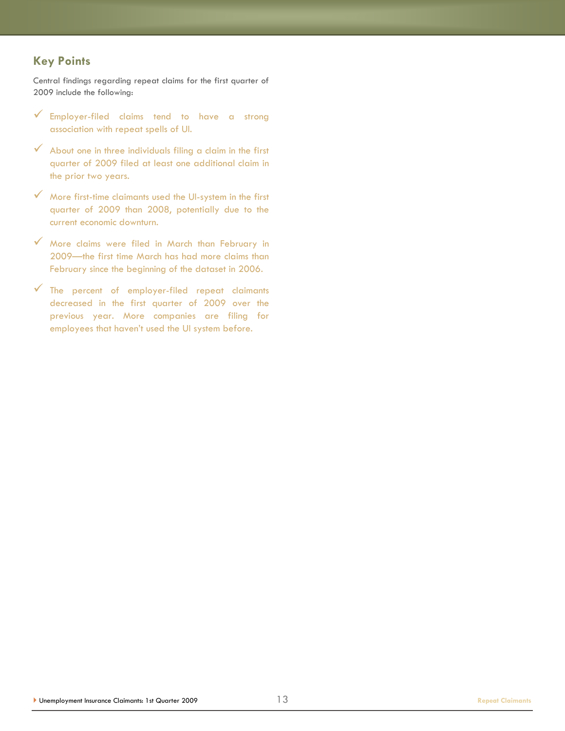## Key Points

Central findings regarding repeat claims for the first quarter of 2009 include the following:

- Employer-filed claims tend to have a strong association with repeat spells of UI.
- About one in three individuals filing a claim in the first quarter of 2009 filed at least one additional claim in the prior two years.
- More first-time claimants used the UI-system in the first quarter of 2009 than 2008, potentially due to the current economic downturn.
- More claims were filed in March than February in 2009—the first time March has had more claims than February since the beginning of the dataset in 2006.
- The percent of employer-filed repeat claimants decreased in the first quarter of 2009 over the previous year. More companies are filing for employees that haven't used the UI system before.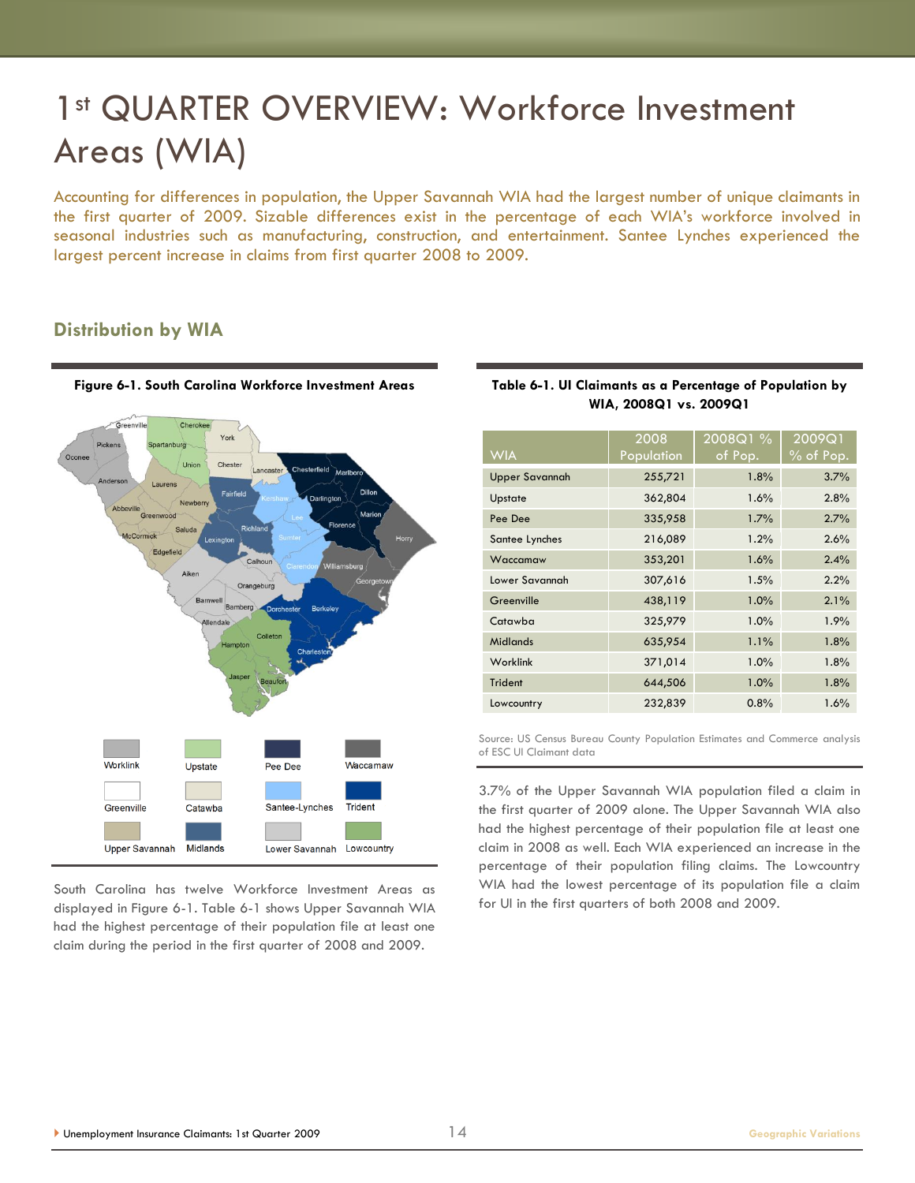# 1st QUARTER OVERVIEW: Workforce Investment Areas (WIA)

Accounting for differences in population, the Upper Savannah WIA had the largest number of unique claimants in the first quarter of 2009. Sizable differences exist in the percentage of each WIA's workforce involved in seasonal industries such as manufacturing, construction, and entertainment. Santee Lynches experienced the largest percent increase in claims from first quarter 2008 to 2009.

## Distribution by WIA

**Figure 6-1. South Carolina Workforce Investment Areas**

South Carolina has twelve Workforce Investment Areas as displayed in Figure 6-1. Table 6-1 shows Upper Savannah WIA had the highest percentage of their population file at least one claim during the period in the first quarter of 2008 and 2009.

**Table 6-1. UI Claimants as a Percentage of Population by WIA, 2008Q1 vs. 2009Q1**

| WIA | 2008 Population | 2008Q1 % of Pop. | 2009Q1 % of Pop. |
|---|---|---|---|
| Upper Savannah | 255,721 | 1.8% | 3.7% |
| Upstate | 362,804 | 1.6% | 2.8% |
| Pee Dee | 335,958 | 1.7% | 2.7% |
| Santee Lynches | 216,089 | 1.2% | 2.6% |
| Waccamaw | 353,201 | 1.6% | 2.4% |
| Lower Savannah | 307,616 | 1.5% | 2.2% |
| Greenville | 438,119 | 1.0% | 2.1% |
| Catawba | 325,979 | 1.0% | 1.9% |
| Midlands | 635,954 | 1.1% | 1.8% |
| Worklink | 371,014 | 1.0% | 1.8% |
| Trident | 644,506 | 1.0% | 1.8% |
| Lowcountry | 232,839 | 0.8% | 1.6% |

Source: US Census Bureau County Population Estimates and Commerce analysis of ESC UI Claimant data

3.7% of the Upper Savannah WIA population filed a claim in the first quarter of 2009 alone. The Upper Savannah WIA also had the highest percentage of their population file at least one claim in 2008 as well. Each WIA experienced an increase in the percentage of their population filing claims. The Lowcountry WIA had the lowest percentage of its population file a claim for UI in the first quarters of both 2008 and 2009.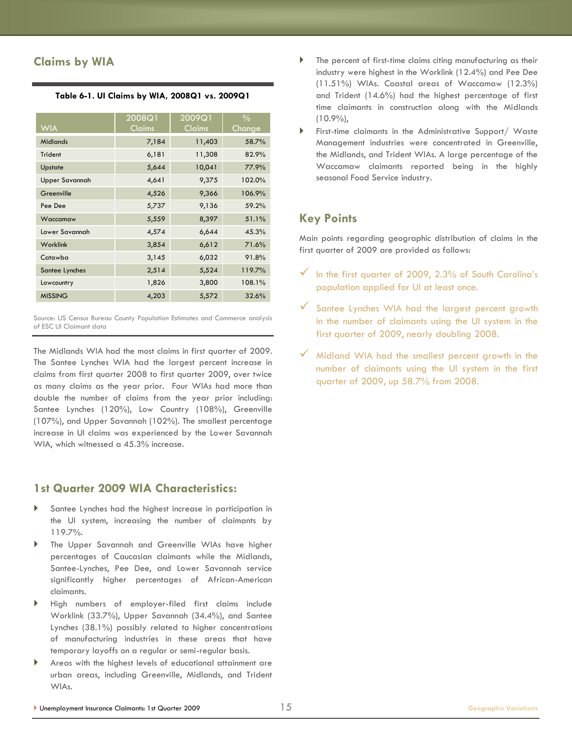## Claims by WIA

**Table 6-1. UI Claims by WIA, 2008Q1 vs. 2009Q1**

| WIA | 2008Q1 Claims | 2009Q1 Claims | % Change |
|---|---|---|---|
| Midlands | 7,184 | 11,403 | 58.7% |
| Trident | 6,181 | 11,308 | 82.9% |
| Upstate | 5,644 | 10,041 | 77.9% |
| Upper Savannah | 4,641 | 9,375 | 102.0% |
| Greenville | 4,526 | 9,366 | 106.9% |
| Pee Dee | 5,737 | 9,136 | 59.2% |
| Waccamaw | 5,559 | 8,397 | 51.1% |
| Lower Savannah | 4,574 | 6,644 | 45.3% |
| Worklink | 3,854 | 6,612 | 71.6% |
| Catawba | 3,145 | 6,032 | 91.8% |
| Santee Lynches | 2,514 | 5,524 | 119.7% |
| Lowcountry | 1,826 | 3,800 | 108.1% |
| MISSING | 4,203 | 5,572 | 32.6% |

Source: US Census Bureau County Population Estimates and Commerce analysis of ESC UI Claimant data

The Midlands WIA had the most claims in first quarter of 2009. The Santee Lynches WIA had the largest percent increase in claims from first quarter 2008 to first quarter 2009, over twice as many claims as the year prior. Four WIAs had more than double the number of claims from the year prior including: Santee Lynches (120%), Low Country (108%), Greenville (107%), and Upper Savannah (102%). The smallest percentage increase in UI claims was experienced by the Lower Savannah WIA, which witnessed a 45.3% increase.

## 1st Quarter 2009 WIA Characteristics:

- Santee Lynches had the highest increase in participation in the UI system, increasing the number of claimants by 119.7%.
- The Upper Savannah and Greenville WIAs have higher percentages of Caucasian claimants while the Midlands, Santee-Lynches, Pee Dee, and Lower Savannah service significantly higher percentages of African-American claimants.
- High numbers of employer-filed first claims include Worklink (33.7%), Upper Savannah (34.4%), and Santee Lynches (38.1%) possibly related to higher concentrations of manufacturing industries in these areas that have temporary layoffs on a regular or semi-regular basis.
- Areas with the highest levels of educational attainment are urban areas, including Greenville, Midlands, and Trident WIAs.
- The percent of first-time claims citing manufacturing as their industry were highest in the Worklink (12.4%) and Pee Dee (11.51%) WIAs. Coastal areas of Waccamaw (12.3%) and Trident (14.6%) had the highest percentage of first time claimants in construction along with the Midlands (10.9%),
- First-time claimants in the Administrative Support/ Waste Management industries were concentrated in Greenville, the Midlands, and Trident WIAs. A large percentage of the Waccamaw claimants reported being in the highly seasonal Food Service industry.

## Key Points

Main points regarding geographic distribution of claims in the first quarter of 2009 are provided as follows:

- ✓ In the first quarter of 2009, 2.3% of South Carolina's population applied for UI at least once.
- ✓ Santee Lynches WIA had the largest percent growth in the number of claimants using the UI system in the first quarter of 2009, nearly doubling 2008.
- ✓ Midland WIA had the smallest percent growth in the number of claimants using the UI system in the first quarter of 2009, up 58.7% from 2008.